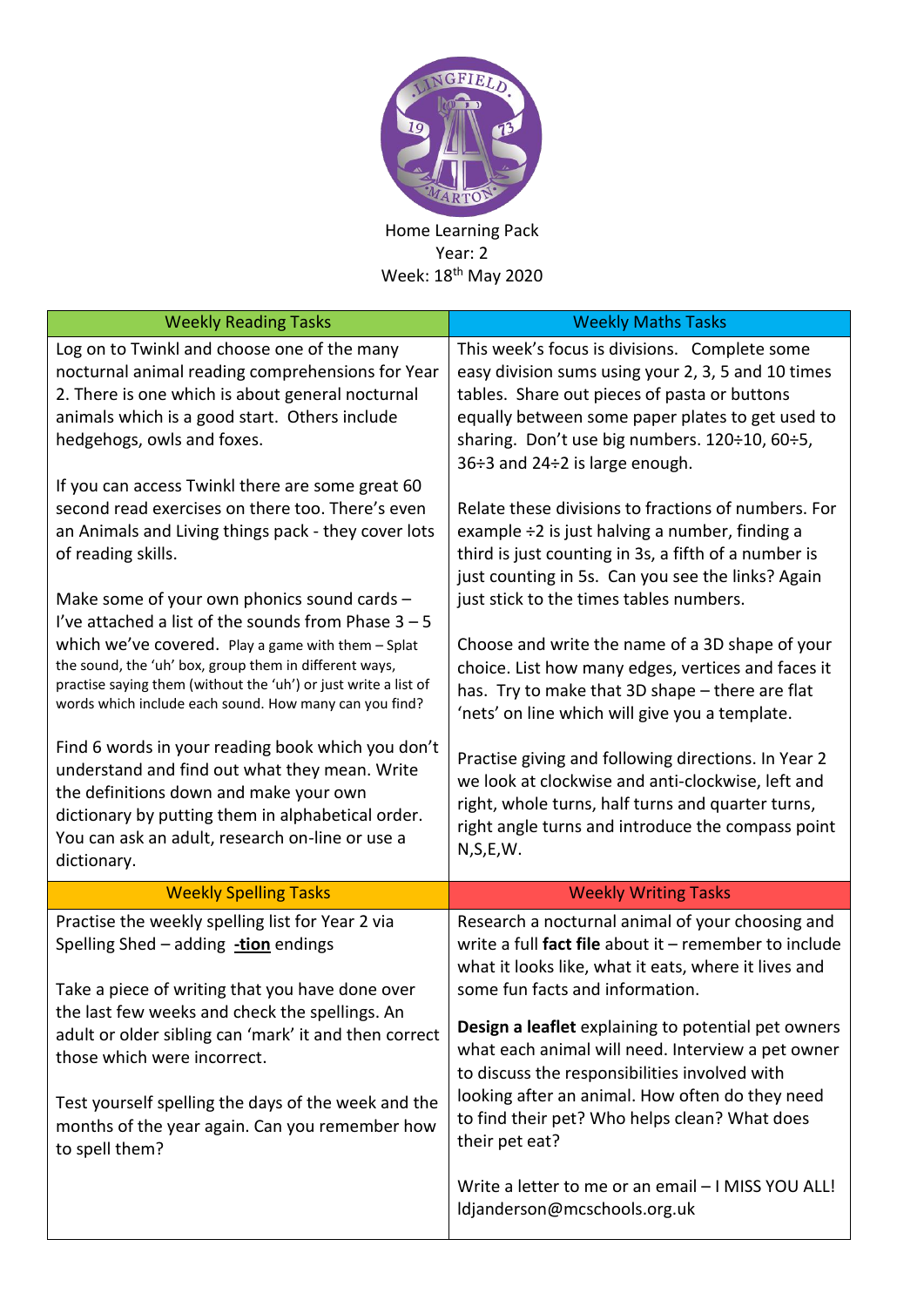Home Learning Pack
Year: 2
Week: 18th May 2020

| Weekly Reading Tasks | Weekly Maths Tasks |
| --- | --- |
| Log on to Twinkl and choose one of the many nocturnal animal reading comprehensions for Year 2. There is one which is about general nocturnal animals which is a good start. Others include hedgehogs, owls and foxes.<br><br>If you can access Twinkl there are some great 60 second read exercises on there too. There's even an Animals and Living things pack - they cover lots of reading skills.<br><br>Make some of your own phonics sound cards – I've attached a list of the sounds from Phase 3 – 5 which we've covered. Play a game with them – Splat the sound, the 'uh' box, group them in different ways, practise saying them (without the 'uh') or just write a list of words which include each sound. How many can you find?<br><br>Find 6 words in your reading book which you don't understand and find out what they mean. Write the definitions down and make your own dictionary by putting them in alphabetical order. You can ask an adult, research on-line or use a dictionary. | This week's focus is divisions. Complete some easy division sums using your 2, 3, 5 and 10 times tables. Share out pieces of pasta or buttons equally between some paper plates to get used to sharing. Don't use big numbers. 120÷10, 60÷5, 36÷3 and 24÷2 is large enough.<br><br>Relate these divisions to fractions of numbers. For example ÷2 is just halving a number, finding a third is just counting in 3s, a fifth of a number is just counting in 5s. Can you see the links? Again just stick to the times tables numbers.<br><br>Choose and write the name of a 3D shape of your choice. List how many edges, vertices and faces it has. Try to make that 3D shape – there are flat 'nets' on line which will give you a template.<br><br>Practise giving and following directions. In Year 2 we look at clockwise and anti-clockwise, left and right, whole turns, half turns and quarter turns, right angle turns and introduce the compass point N,S,E,W. |
| **Weekly Spelling Tasks** | **Weekly Writing Tasks** |
| Practise the weekly spelling list for Year 2 via Spelling Shed – adding **-tion** endings<br><br>Take a piece of writing that you have done over the last few weeks and check the spellings. An adult or older sibling can 'mark' it and then correct those which were incorrect.<br><br>Test yourself spelling the days of the week and the months of the year again. Can you remember how to spell them? | Research a nocturnal animal of your choosing and write a full **fact file** about it – remember to include what it looks like, what it eats, where it lives and some fun facts and information.<br><br>**Design a leaflet** explaining to potential pet owners what each animal will need. Interview a pet owner to discuss the responsibilities involved with looking after an animal. How often do they need to find their pet? Who helps clean? What does their pet eat?<br><br>Write a letter to me or an email – I MISS YOU ALL! ldjanderson@mcschools.org.uk |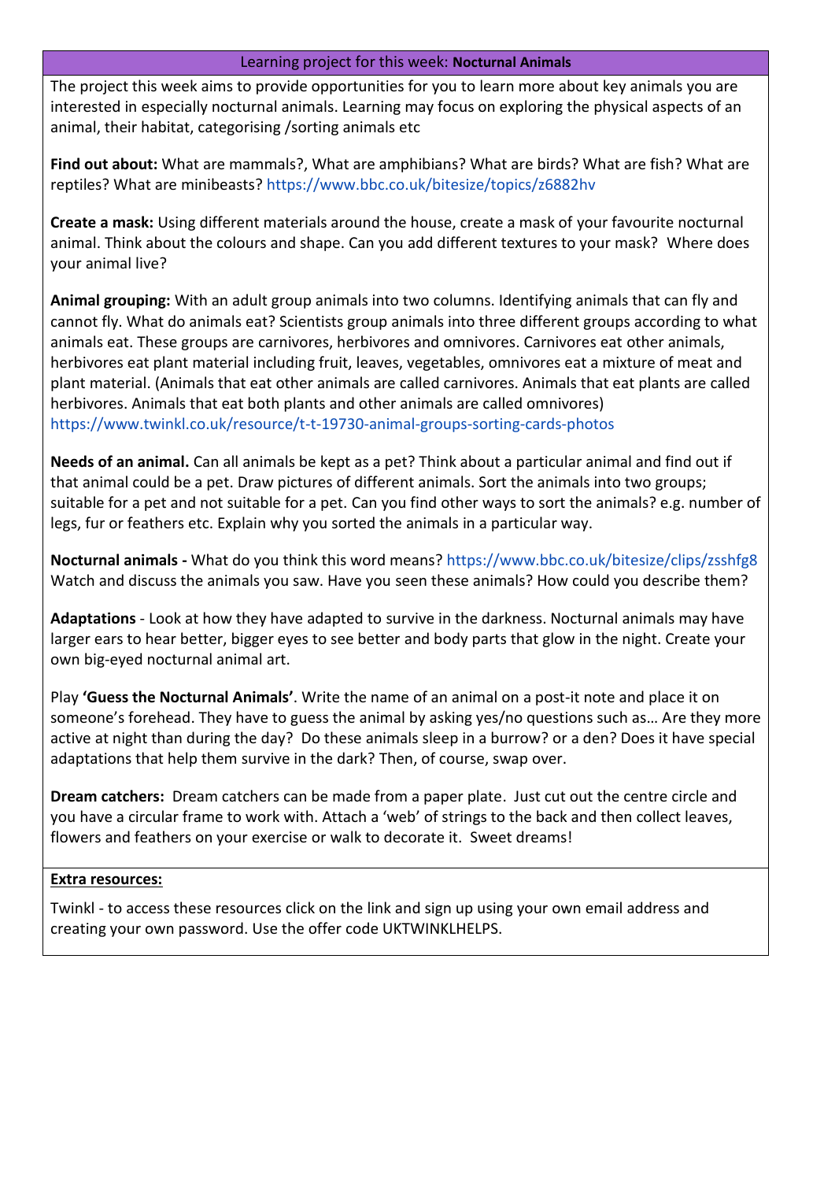## Learning project for this week: **Nocturnal Animals**

The project this week aims to provide opportunities for you to learn more about key animals you are interested in especially nocturnal animals. Learning may focus on exploring the physical aspects of an animal, their habitat, categorising /sorting animals etc

**Find out about:** What are mammals?, What are amphibians? What are birds? What are fish? What are reptiles? What are minibeasts? https://www.bbc.co.uk/bitesize/topics/z6882hv

**Create a mask:** Using different materials around the house, create a mask of your favourite nocturnal animal. Think about the colours and shape. Can you add different textures to your mask? Where does your animal live?

**Animal grouping:** With an adult group animals into two columns. Identifying animals that can fly and cannot fly. What do animals eat? Scientists group animals into three different groups according to what animals eat. These groups are carnivores, herbivores and omnivores. Carnivores eat other animals, herbivores eat plant material including fruit, leaves, vegetables, omnivores eat a mixture of meat and plant material. (Animals that eat other animals are called carnivores. Animals that eat plants are called herbivores. Animals that eat both plants and other animals are called omnivores) https://www.twinkl.co.uk/resource/t-t-19730-animal-groups-sorting-cards-photos

**Needs of an animal.** Can all animals be kept as a pet? Think about a particular animal and find out if that animal could be a pet. Draw pictures of different animals. Sort the animals into two groups; suitable for a pet and not suitable for a pet. Can you find other ways to sort the animals? e.g. number of legs, fur or feathers etc. Explain why you sorted the animals in a particular way.

**Nocturnal animals -** What do you think this word means? https://www.bbc.co.uk/bitesize/clips/zsshfg8 Watch and discuss the animals you saw. Have you seen these animals? How could you describe them?

**Adaptations** - Look at how they have adapted to survive in the darkness. Nocturnal animals may have larger ears to hear better, bigger eyes to see better and body parts that glow in the night. Create your own big-eyed nocturnal animal art.

Play **'Guess the Nocturnal Animals'**. Write the name of an animal on a post-it note and place it on someone's forehead. They have to guess the animal by asking yes/no questions such as… Are they more active at night than during the day? Do these animals sleep in a burrow? or a den? Does it have special adaptations that help them survive in the dark? Then, of course, swap over.

**Dream catchers:** Dream catchers can be made from a paper plate. Just cut out the centre circle and you have a circular frame to work with. Attach a 'web' of strings to the back and then collect leaves, flowers and feathers on your exercise or walk to decorate it. Sweet dreams!

**Extra resources:**

Twinkl - to access these resources click on the link and sign up using your own email address and creating your own password. Use the offer code UKTWINKLHELPS.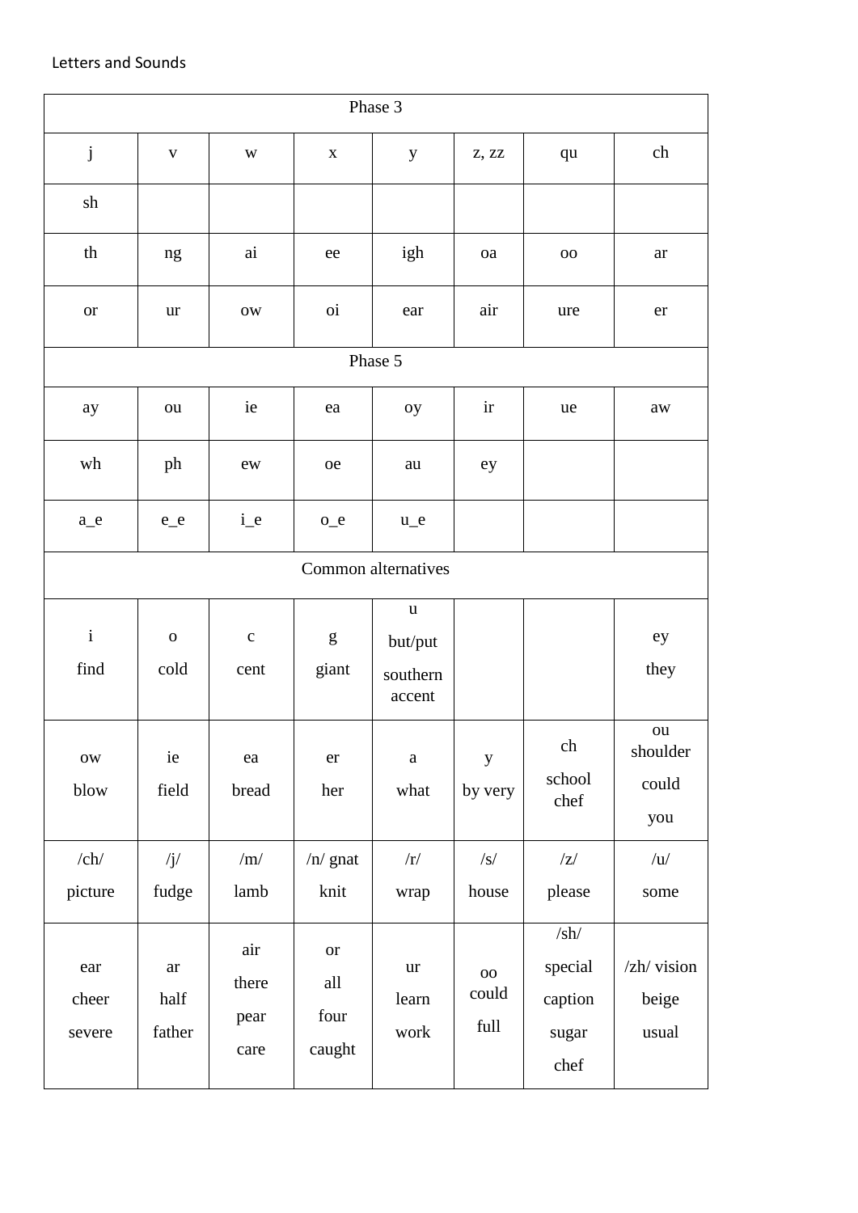Letters and Sounds

| | | | | | | | |
|---|---|---|---|---|---|---|---|
| Phase 3 | | | | | | | |
| j | v | w | x | y | z, zz | qu | ch |
| sh | | | | | | | |
| th | ng | ai | ee | igh | oa | oo | ar |
| or | ur | ow | oi | ear | air | ure | er |
| Phase 5 | | | | | | | |
| ay | ou | ie | ea | oy | ir | ue | aw |
| wh | ph | ew | oe | au | ey | | |
| a_e | e_e | i_e | o_e | u_e | | | |
| Common alternatives | | | | | | | |
| i find | o cold | c cent | g giant | u but/put southern accent | | | ey they |
| ow blow | ie field | ea bread | er her | a what | y by very | ch school chef | ou shoulder could you |
| /ch/ picture | /j/ fudge | /m/ lamb | /n/ gnat knit | /r/ wrap | /s/ house | /z/ please | /u/ some |
| ear cheer severe | ar half father | air there pear care | or all four caught | ur learn work | oo could full | /sh/ special caption sugar chef | /zh/ vision beige usual |